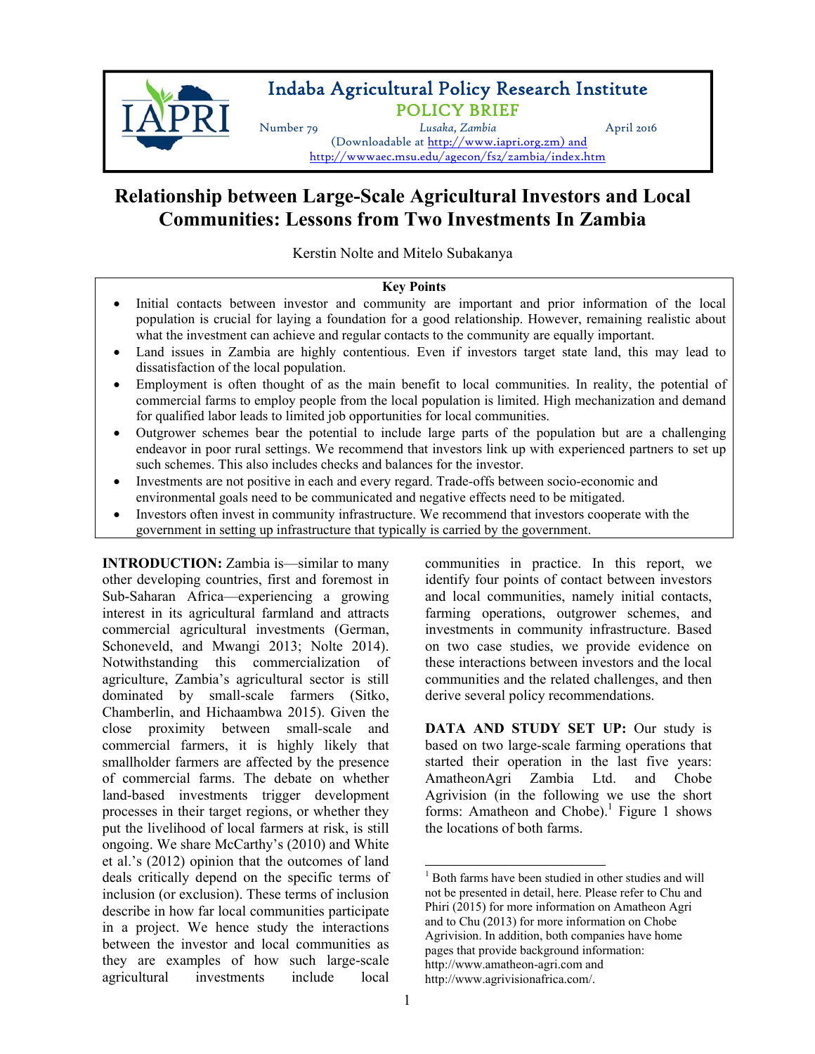# Indaba Agricultural Policy Research Institute

## POLICY BRIEF

Number 79 | Lusaka, Zambia | April 2016

(Downloadable at http://www.iapri.org.zm) and http://wwwaec.msu.edu/agecon/fs2/zambia/index.htm

# Relationship between Large-Scale Agricultural Investors and Local Communities: Lessons from Two Investments In Zambia

Kerstin Nolte and Mitelo Subakanya

**Key Points**

- Initial contacts between investor and community are important and prior information of the local population is crucial for laying a foundation for a good relationship. However, remaining realistic about what the investment can achieve and regular contacts to the community are equally important.
- Land issues in Zambia are highly contentious. Even if investors target state land, this may lead to dissatisfaction of the local population.
- Employment is often thought of as the main benefit to local communities. In reality, the potential of commercial farms to employ people from the local population is limited. High mechanization and demand for qualified labor leads to limited job opportunities for local communities.
- Outgrower schemes bear the potential to include large parts of the population but are a challenging endeavor in poor rural settings. We recommend that investors link up with experienced partners to set up such schemes. This also includes checks and balances for the investor.
- Investments are not positive in each and every regard. Trade-offs between socio-economic and environmental goals need to be communicated and negative effects need to be mitigated.
- Investors often invest in community infrastructure. We recommend that investors cooperate with the government in setting up infrastructure that typically is carried by the government.

**INTRODUCTION:** Zambia is—similar to many other developing countries, first and foremost in Sub-Saharan Africa—experiencing a growing interest in its agricultural farmland and attracts commercial agricultural investments (German, Schoneveld, and Mwangi 2013; Nolte 2014). Notwithstanding this commercialization of agriculture, Zambia's agricultural sector is still dominated by small-scale farmers (Sitko, Chamberlin, and Hichaambwa 2015). Given the close proximity between small-scale and commercial farmers, it is highly likely that smallholder farmers are affected by the presence of commercial farms. The debate on whether land-based investments trigger development processes in their target regions, or whether they put the livelihood of local farmers at risk, is still ongoing. We share McCarthy's (2010) and White et al.'s (2012) opinion that the outcomes of land deals critically depend on the specific terms of inclusion (or exclusion). These terms of inclusion describe in how far local communities participate in a project. We hence study the interactions between the investor and local communities as they are examples of how such large-scale agricultural investments include local communities in practice. In this report, we identify four points of contact between investors and local communities, namely initial contacts, farming operations, outgrower schemes, and investments in community infrastructure. Based on two case studies, we provide evidence on these interactions between investors and the local communities and the related challenges, and then derive several policy recommendations.

**DATA AND STUDY SET UP:** Our study is based on two large-scale farming operations that started their operation in the last five years: AmatheonAgri Zambia Ltd. and Chobe Agrivision (in the following we use the short forms: Amatheon and Chobe).[1] Figure 1 shows the locations of both farms.

[1] Both farms have been studied in other studies and will not be presented in detail, here. Please refer to Chu and Phiri (2015) for more information on Amatheon Agri and to Chu (2013) for more information on Chobe Agrivision. In addition, both companies have home pages that provide background information: http://www.amatheon-agri.com and http://www.agrivisionafrica.com/.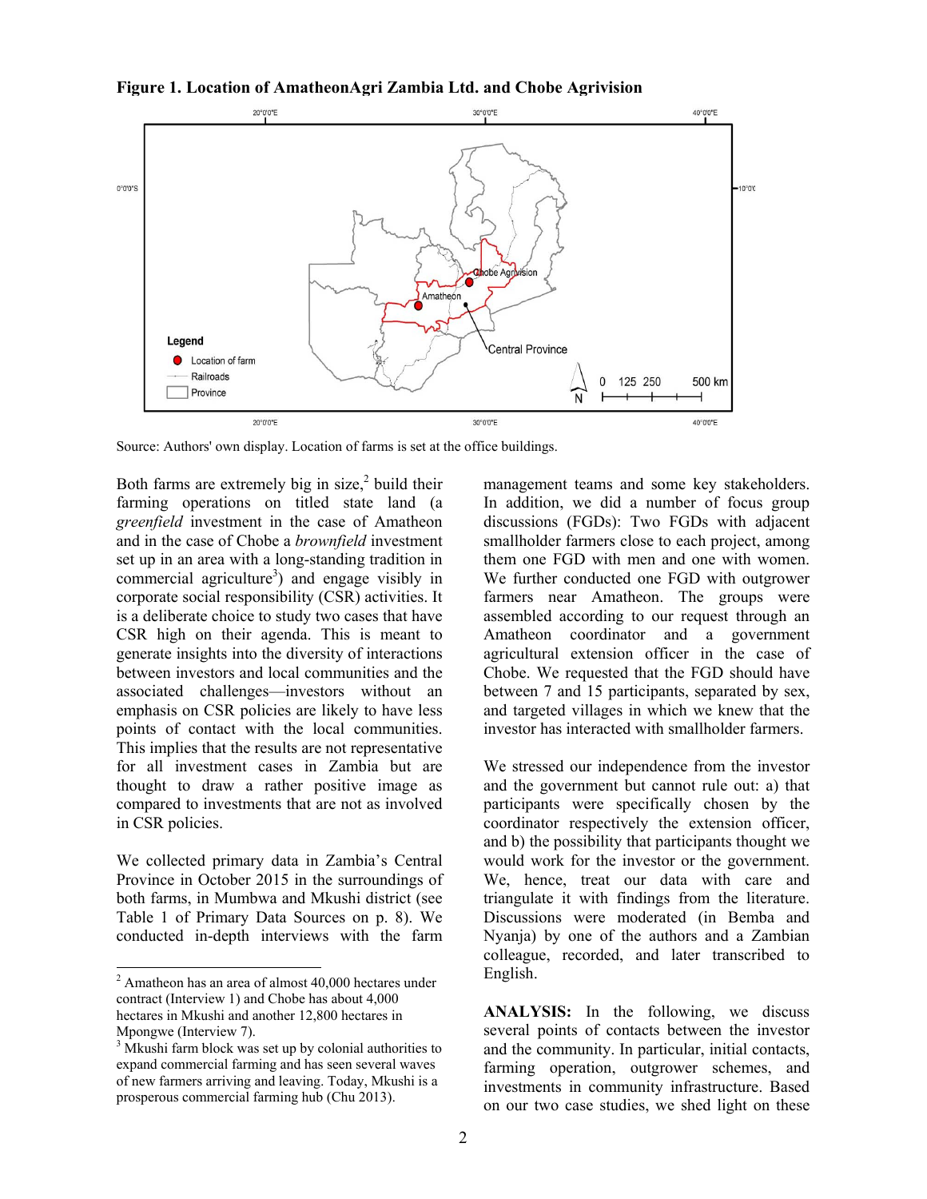**Figure 1. Location of AmatheonAgri Zambia Ltd. and Chobe Agrivision**

Source: Authors' own display. Location of farms is set at the office buildings.

Both farms are extremely big in size,[2] build their farming operations on titled state land (a *greenfield* investment in the case of Amatheon and in the case of Chobe a *brownfield* investment set up in an area with a long-standing tradition in commercial agriculture[3]) and engage visibly in corporate social responsibility (CSR) activities. It is a deliberate choice to study two cases that have CSR high on their agenda. This is meant to generate insights into the diversity of interactions between investors and local communities and the associated challenges—investors without an emphasis on CSR policies are likely to have less points of contact with the local communities. This implies that the results are not representative for all investment cases in Zambia but are thought to draw a rather positive image as compared to investments that are not as involved in CSR policies.

We collected primary data in Zambia's Central Province in October 2015 in the surroundings of both farms, in Mumbwa and Mkushi district (see Table 1 of Primary Data Sources on p. 8). We conducted in-depth interviews with the farm management teams and some key stakeholders. In addition, we did a number of focus group discussions (FGDs): Two FGDs with adjacent smallholder farmers close to each project, among them one FGD with men and one with women. We further conducted one FGD with outgrower farmers near Amatheon. The groups were assembled according to our request through an Amatheon coordinator and a government agricultural extension officer in the case of Chobe. We requested that the FGD should have between 7 and 15 participants, separated by sex, and targeted villages in which we knew that the investor has interacted with smallholder farmers.

We stressed our independence from the investor and the government but cannot rule out: a) that participants were specifically chosen by the coordinator respectively the extension officer, and b) the possibility that participants thought we would work for the investor or the government. We, hence, treat our data with care and triangulate it with findings from the literature. Discussions were moderated (in Bemba and Nyanja) by one of the authors and a Zambian colleague, recorded, and later transcribed to English.

**ANALYSIS:** In the following, we discuss several points of contacts between the investor and the community. In particular, initial contacts, farming operation, outgrower schemes, and investments in community infrastructure. Based on our two case studies, we shed light on these

---

[2] Amatheon has an area of almost 40,000 hectares under contract (Interview 1) and Chobe has about 4,000 hectares in Mkushi and another 12,800 hectares in Mpongwe (Interview 7).

[3] Mkushi farm block was set up by colonial authorities to expand commercial farming and has seen several waves of new farmers arriving and leaving. Today, Mkushi is a prosperous commercial farming hub (Chu 2013).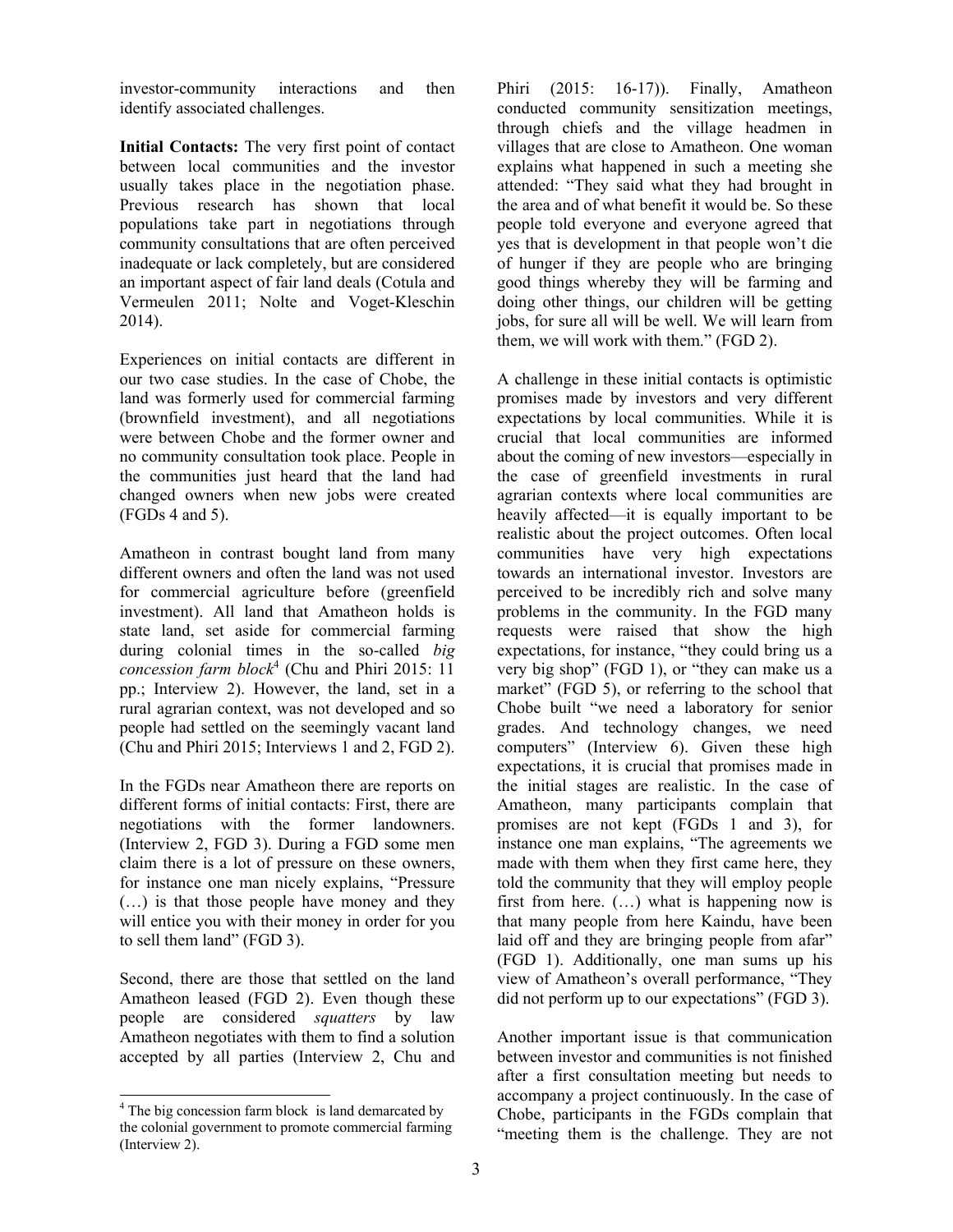investor-community interactions and then identify associated challenges.

**Initial Contacts:** The very first point of contact between local communities and the investor usually takes place in the negotiation phase. Previous research has shown that local populations take part in negotiations through community consultations that are often perceived inadequate or lack completely, but are considered an important aspect of fair land deals (Cotula and Vermeulen 2011; Nolte and Voget-Kleschin 2014).

Experiences on initial contacts are different in our two case studies. In the case of Chobe, the land was formerly used for commercial farming (brownfield investment), and all negotiations were between Chobe and the former owner and no community consultation took place. People in the communities just heard that the land had changed owners when new jobs were created (FGDs 4 and 5).

Amatheon in contrast bought land from many different owners and often the land was not used for commercial agriculture before (greenfield investment). All land that Amatheon holds is state land, set aside for commercial farming during colonial times in the so-called *big concession farm block*[4] (Chu and Phiri 2015: 11 pp.; Interview 2). However, the land, set in a rural agrarian context, was not developed and so people had settled on the seemingly vacant land (Chu and Phiri 2015; Interviews 1 and 2, FGD 2).

In the FGDs near Amatheon there are reports on different forms of initial contacts: First, there are negotiations with the former landowners. (Interview 2, FGD 3). During a FGD some men claim there is a lot of pressure on these owners, for instance one man nicely explains, "Pressure (…) is that those people have money and they will entice you with their money in order for you to sell them land" (FGD 3).

Second, there are those that settled on the land Amatheon leased (FGD 2). Even though these people are considered *squatters* by law Amatheon negotiates with them to find a solution accepted by all parties (Interview 2, Chu and Phiri (2015: 16-17)). Finally, Amatheon conducted community sensitization meetings, through chiefs and the village headmen in villages that are close to Amatheon. One woman explains what happened in such a meeting she attended: "They said what they had brought in the area and of what benefit it would be. So these people told everyone and everyone agreed that yes that is development in that people won't die of hunger if they are people who are bringing good things whereby they will be farming and doing other things, our children will be getting jobs, for sure all will be well. We will learn from them, we will work with them." (FGD 2).

A challenge in these initial contacts is optimistic promises made by investors and very different expectations by local communities. While it is crucial that local communities are informed about the coming of new investors—especially in the case of greenfield investments in rural agrarian contexts where local communities are heavily affected—it is equally important to be realistic about the project outcomes. Often local communities have very high expectations towards an international investor. Investors are perceived to be incredibly rich and solve many problems in the community. In the FGD many requests were raised that show the high expectations, for instance, "they could bring us a very big shop" (FGD 1), or "they can make us a market" (FGD 5), or referring to the school that Chobe built "we need a laboratory for senior grades. And technology changes, we need computers" (Interview 6). Given these high expectations, it is crucial that promises made in the initial stages are realistic. In the case of Amatheon, many participants complain that promises are not kept (FGDs 1 and 3), for instance one man explains, "The agreements we made with them when they first came here, they told the community that they will employ people first from here. (…) what is happening now is that many people from here Kaindu, have been laid off and they are bringing people from afar" (FGD 1). Additionally, one man sums up his view of Amatheon's overall performance, "They did not perform up to our expectations" (FGD 3).

Another important issue is that communication between investor and communities is not finished after a first consultation meeting but needs to accompany a project continuously. In the case of Chobe, participants in the FGDs complain that "meeting them is the challenge. They are not

---

[4] The big concession farm block is land demarcated by the colonial government to promote commercial farming (Interview 2).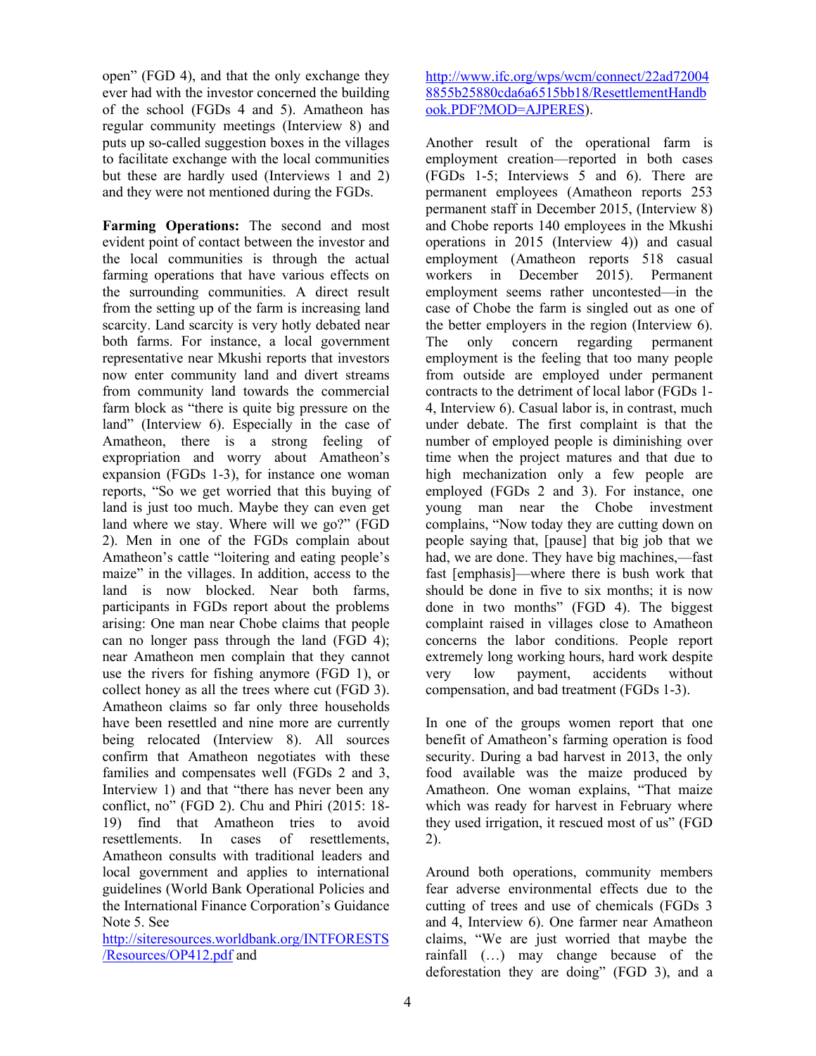open" (FGD 4), and that the only exchange they ever had with the investor concerned the building of the school (FGDs 4 and 5). Amatheon has regular community meetings (Interview 8) and puts up so-called suggestion boxes in the villages to facilitate exchange with the local communities but these are hardly used (Interviews 1 and 2) and they were not mentioned during the FGDs.

**Farming Operations:** The second and most evident point of contact between the investor and the local communities is through the actual farming operations that have various effects on the surrounding communities. A direct result from the setting up of the farm is increasing land scarcity. Land scarcity is very hotly debated near both farms. For instance, a local government representative near Mkushi reports that investors now enter community land and divert streams from community land towards the commercial farm block as "there is quite big pressure on the land" (Interview 6). Especially in the case of Amatheon, there is a strong feeling of expropriation and worry about Amatheon's expansion (FGDs 1-3), for instance one woman reports, "So we get worried that this buying of land is just too much. Maybe they can even get land where we stay. Where will we go?" (FGD 2). Men in one of the FGDs complain about Amatheon's cattle "loitering and eating people's maize" in the villages. In addition, access to the land is now blocked. Near both farms, participants in FGDs report about the problems arising: One man near Chobe claims that people can no longer pass through the land (FGD 4); near Amatheon men complain that they cannot use the rivers for fishing anymore (FGD 1), or collect honey as all the trees where cut (FGD 3). Amatheon claims so far only three households have been resettled and nine more are currently being relocated (Interview 8). All sources confirm that Amatheon negotiates with these families and compensates well (FGDs 2 and 3, Interview 1) and that "there has never been any conflict, no" (FGD 2). Chu and Phiri (2015: 18-19) find that Amatheon tries to avoid resettlements. In cases of resettlements, Amatheon consults with traditional leaders and local government and applies to international guidelines (World Bank Operational Policies and the International Finance Corporation's Guidance Note 5. See http://siteresources.worldbank.org/INTFORESTS/Resources/OP412.pdf and http://www.ifc.org/wps/wcm/connect/22ad720048855b25880cda6a6515bb18/ResettlementHandbook.PDF?MOD=AJPERES).

Another result of the operational farm is employment creation—reported in both cases (FGDs 1-5; Interviews 5 and 6). There are permanent employees (Amatheon reports 253 permanent staff in December 2015, (Interview 8) and Chobe reports 140 employees in the Mkushi operations in 2015 (Interview 4)) and casual employment (Amatheon reports 518 casual workers in December 2015). Permanent employment seems rather uncontested—in the case of Chobe the farm is singled out as one of the better employers in the region (Interview 6). The only concern regarding permanent employment is the feeling that too many people from outside are employed under permanent contracts to the detriment of local labor (FGDs 1-4, Interview 6). Casual labor is, in contrast, much under debate. The first complaint is that the number of employed people is diminishing over time when the project matures and that due to high mechanization only a few people are employed (FGDs 2 and 3). For instance, one young man near the Chobe investment complains, "Now today they are cutting down on people saying that, [pause] that big job that we had, we are done. They have big machines,—fast fast [emphasis]—where there is bush work that should be done in five to six months; it is now done in two months" (FGD 4). The biggest complaint raised in villages close to Amatheon concerns the labor conditions. People report extremely long working hours, hard work despite very low payment, accidents without compensation, and bad treatment (FGDs 1-3).

In one of the groups women report that one benefit of Amatheon's farming operation is food security. During a bad harvest in 2013, the only food available was the maize produced by Amatheon. One woman explains, "That maize which was ready for harvest in February where they used irrigation, it rescued most of us" (FGD 2).

Around both operations, community members fear adverse environmental effects due to the cutting of trees and use of chemicals (FGDs 3 and 4, Interview 6). One farmer near Amatheon claims, "We are just worried that maybe the rainfall (…) may change because of the deforestation they are doing" (FGD 3), and a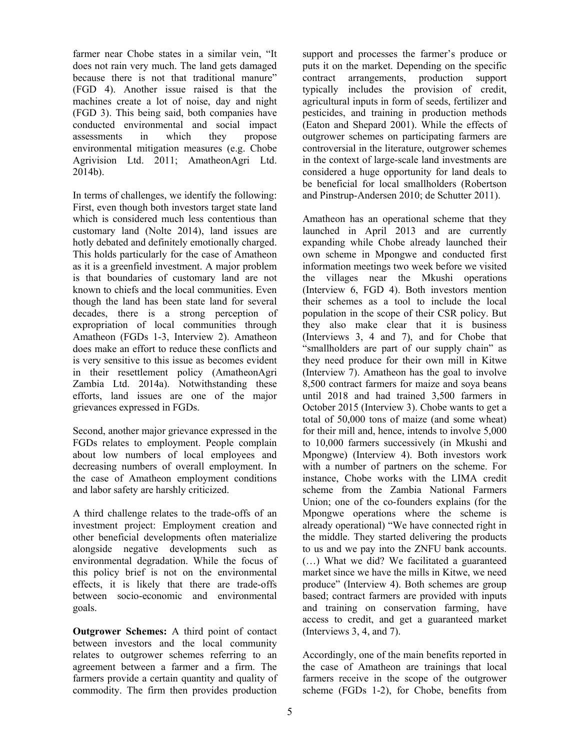farmer near Chobe states in a similar vein, "It does not rain very much. The land gets damaged because there is not that traditional manure" (FGD 4). Another issue raised is that the machines create a lot of noise, day and night (FGD 3). This being said, both companies have conducted environmental and social impact assessments in which they propose environmental mitigation measures (e.g. Chobe Agrivision Ltd. 2011; AmatheonAgri Ltd. 2014b).

In terms of challenges, we identify the following: First, even though both investors target state land which is considered much less contentious than customary land (Nolte 2014), land issues are hotly debated and definitely emotionally charged. This holds particularly for the case of Amatheon as it is a greenfield investment. A major problem is that boundaries of customary land are not known to chiefs and the local communities. Even though the land has been state land for several decades, there is a strong perception of expropriation of local communities through Amatheon (FGDs 1-3, Interview 2). Amatheon does make an effort to reduce these conflicts and is very sensitive to this issue as becomes evident in their resettlement policy (AmatheonAgri Zambia Ltd. 2014a). Notwithstanding these efforts, land issues are one of the major grievances expressed in FGDs.

Second, another major grievance expressed in the FGDs relates to employment. People complain about low numbers of local employees and decreasing numbers of overall employment. In the case of Amatheon employment conditions and labor safety are harshly criticized.

A third challenge relates to the trade-offs of an investment project: Employment creation and other beneficial developments often materialize alongside negative developments such as environmental degradation. While the focus of this policy brief is not on the environmental effects, it is likely that there are trade-offs between socio-economic and environmental goals.

**Outgrower Schemes:** A third point of contact between investors and the local community relates to outgrower schemes referring to an agreement between a farmer and a firm. The farmers provide a certain quantity and quality of commodity. The firm then provides production support and processes the farmer's produce or puts it on the market. Depending on the specific contract arrangements, production support typically includes the provision of credit, agricultural inputs in form of seeds, fertilizer and pesticides, and training in production methods (Eaton and Shepard 2001). While the effects of outgrower schemes on participating farmers are controversial in the literature, outgrower schemes in the context of large-scale land investments are considered a huge opportunity for land deals to be beneficial for local smallholders (Robertson and Pinstrup-Andersen 2010; de Schutter 2011).

Amatheon has an operational scheme that they launched in April 2013 and are currently expanding while Chobe already launched their own scheme in Mpongwe and conducted first information meetings two week before we visited the villages near the Mkushi operations (Interview 6, FGD 4). Both investors mention their schemes as a tool to include the local population in the scope of their CSR policy. But they also make clear that it is business (Interviews 3, 4 and 7), and for Chobe that "smallholders are part of our supply chain" as they need produce for their own mill in Kitwe (Interview 7). Amatheon has the goal to involve 8,500 contract farmers for maize and soya beans until 2018 and had trained 3,500 farmers in October 2015 (Interview 3). Chobe wants to get a total of 50,000 tons of maize (and some wheat) for their mill and, hence, intends to involve 5,000 to 10,000 farmers successively (in Mkushi and Mpongwe) (Interview 4). Both investors work with a number of partners on the scheme. For instance, Chobe works with the LIMA credit scheme from the Zambia National Farmers Union; one of the co-founders explains (for the Mpongwe operations where the scheme is already operational) "We have connected right in the middle. They started delivering the products to us and we pay into the ZNFU bank accounts. (…) What we did? We facilitated a guaranteed market since we have the mills in Kitwe, we need produce" (Interview 4). Both schemes are group based; contract farmers are provided with inputs and training on conservation farming, have access to credit, and get a guaranteed market (Interviews 3, 4, and 7).

Accordingly, one of the main benefits reported in the case of Amatheon are trainings that local farmers receive in the scope of the outgrower scheme (FGDs 1-2), for Chobe, benefits from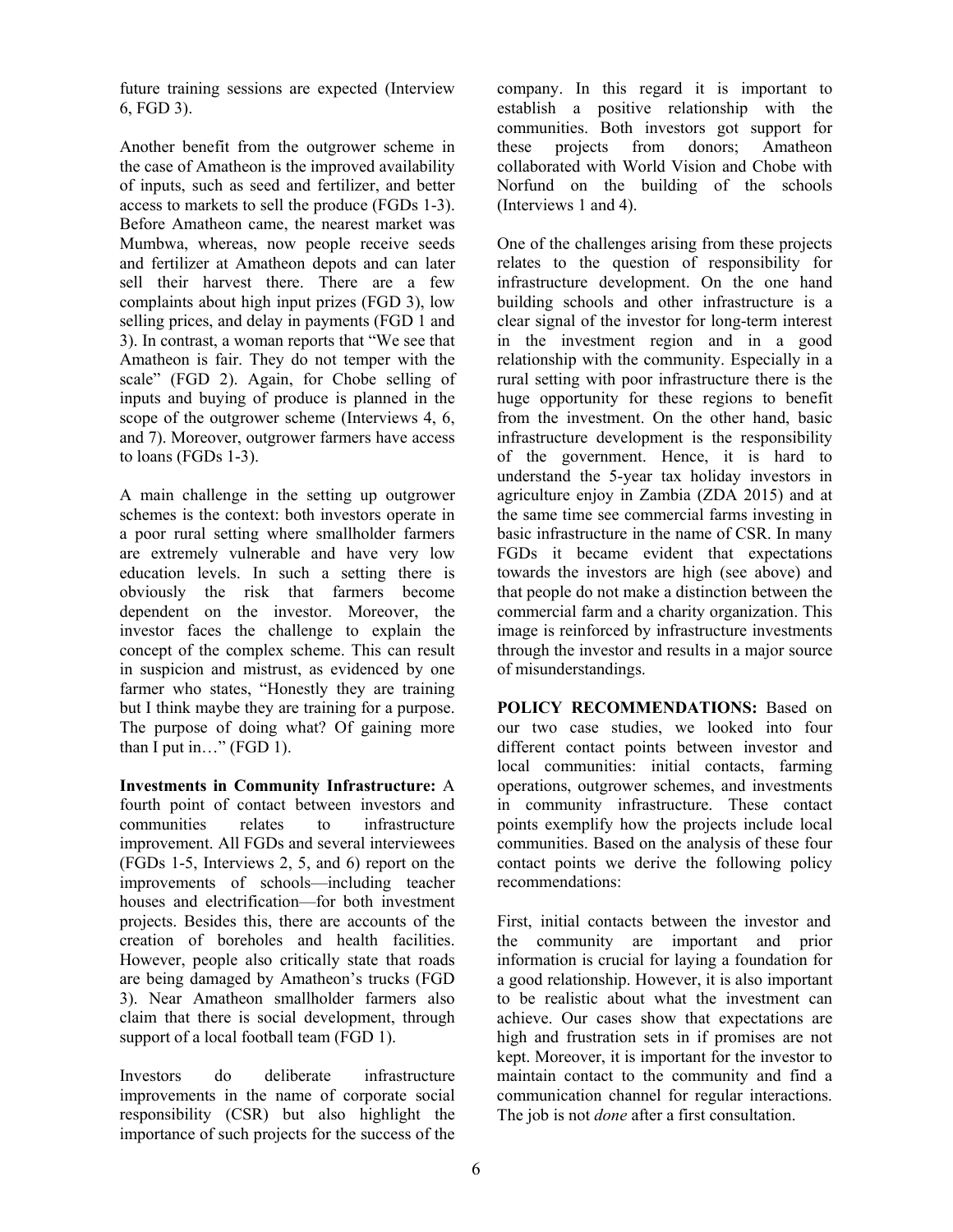future training sessions are expected (Interview 6, FGD 3).

Another benefit from the outgrower scheme in the case of Amatheon is the improved availability of inputs, such as seed and fertilizer, and better access to markets to sell the produce (FGDs 1-3). Before Amatheon came, the nearest market was Mumbwa, whereas, now people receive seeds and fertilizer at Amatheon depots and can later sell their harvest there. There are a few complaints about high input prizes (FGD 3), low selling prices, and delay in payments (FGD 1 and 3). In contrast, a woman reports that "We see that Amatheon is fair. They do not temper with the scale" (FGD 2). Again, for Chobe selling of inputs and buying of produce is planned in the scope of the outgrower scheme (Interviews 4, 6, and 7). Moreover, outgrower farmers have access to loans (FGDs 1-3).

A main challenge in the setting up outgrower schemes is the context: both investors operate in a poor rural setting where smallholder farmers are extremely vulnerable and have very low education levels. In such a setting there is obviously the risk that farmers become dependent on the investor. Moreover, the investor faces the challenge to explain the concept of the complex scheme. This can result in suspicion and mistrust, as evidenced by one farmer who states, "Honestly they are training but I think maybe they are training for a purpose. The purpose of doing what? Of gaining more than I put in…" (FGD 1).

**Investments in Community Infrastructure:** A fourth point of contact between investors and communities relates to infrastructure improvement. All FGDs and several interviewees (FGDs 1-5, Interviews 2, 5, and 6) report on the improvements of schools—including teacher houses and electrification—for both investment projects. Besides this, there are accounts of the creation of boreholes and health facilities. However, people also critically state that roads are being damaged by Amatheon's trucks (FGD 3). Near Amatheon smallholder farmers also claim that there is social development, through support of a local football team (FGD 1).

Investors do deliberate infrastructure improvements in the name of corporate social responsibility (CSR) but also highlight the importance of such projects for the success of the company. In this regard it is important to establish a positive relationship with the communities. Both investors got support for these projects from donors; Amatheon collaborated with World Vision and Chobe with Norfund on the building of the schools (Interviews 1 and 4).

One of the challenges arising from these projects relates to the question of responsibility for infrastructure development. On the one hand building schools and other infrastructure is a clear signal of the investor for long-term interest in the investment region and in a good relationship with the community. Especially in a rural setting with poor infrastructure there is the huge opportunity for these regions to benefit from the investment. On the other hand, basic infrastructure development is the responsibility of the government. Hence, it is hard to understand the 5-year tax holiday investors in agriculture enjoy in Zambia (ZDA 2015) and at the same time see commercial farms investing in basic infrastructure in the name of CSR. In many FGDs it became evident that expectations towards the investors are high (see above) and that people do not make a distinction between the commercial farm and a charity organization. This image is reinforced by infrastructure investments through the investor and results in a major source of misunderstandings.

**POLICY RECOMMENDATIONS:** Based on our two case studies, we looked into four different contact points between investor and local communities: initial contacts, farming operations, outgrower schemes, and investments in community infrastructure. These contact points exemplify how the projects include local communities. Based on the analysis of these four contact points we derive the following policy recommendations:

First, initial contacts between the investor and the community are important and prior information is crucial for laying a foundation for a good relationship. However, it is also important to be realistic about what the investment can achieve. Our cases show that expectations are high and frustration sets in if promises are not kept. Moreover, it is important for the investor to maintain contact to the community and find a communication channel for regular interactions. The job is not *done* after a first consultation.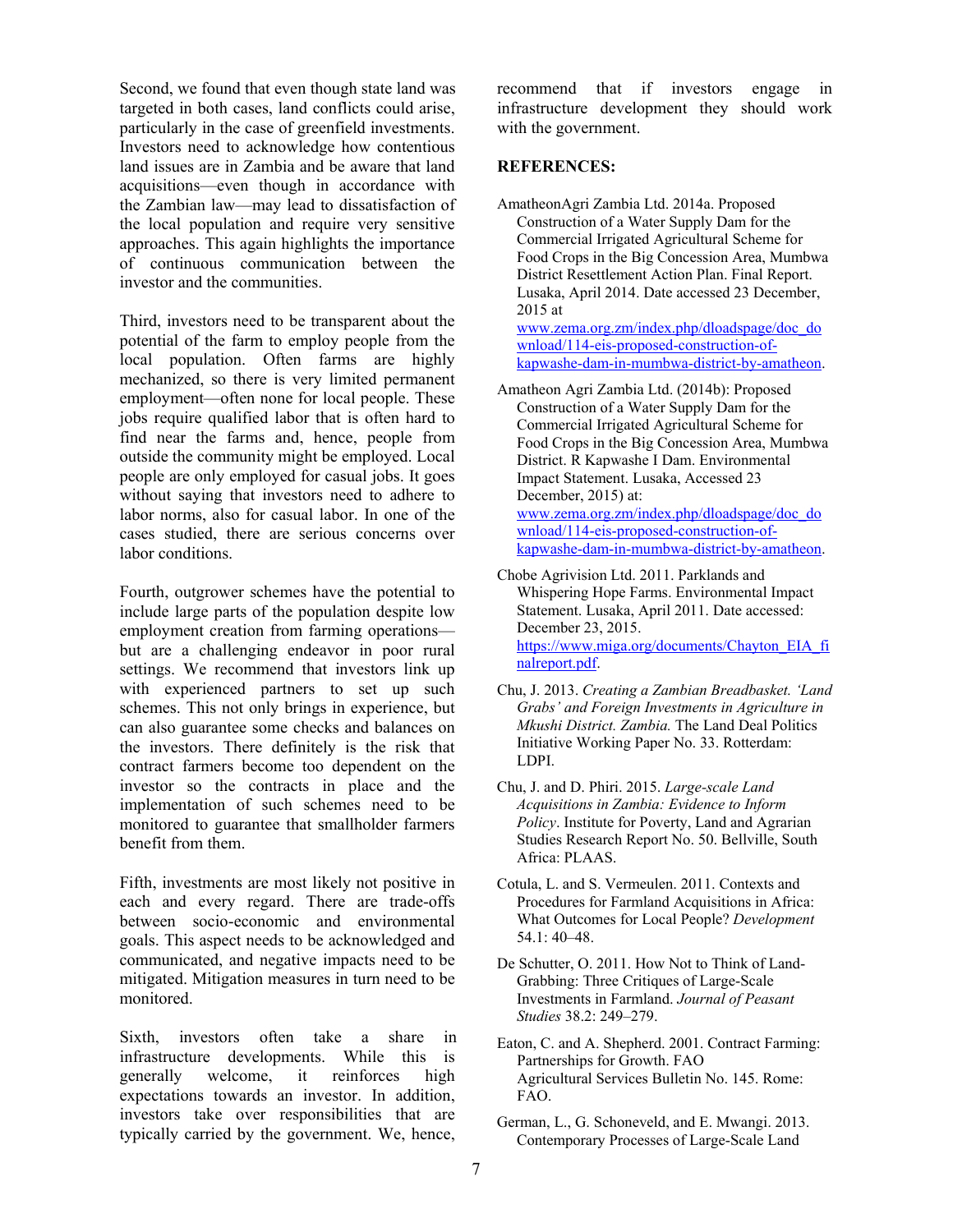Second, we found that even though state land was targeted in both cases, land conflicts could arise, particularly in the case of greenfield investments. Investors need to acknowledge how contentious land issues are in Zambia and be aware that land acquisitions—even though in accordance with the Zambian law—may lead to dissatisfaction of the local population and require very sensitive approaches. This again highlights the importance of continuous communication between the investor and the communities.

Third, investors need to be transparent about the potential of the farm to employ people from the local population. Often farms are highly mechanized, so there is very limited permanent employment—often none for local people. These jobs require qualified labor that is often hard to find near the farms and, hence, people from outside the community might be employed. Local people are only employed for casual jobs. It goes without saying that investors need to adhere to labor norms, also for casual labor. In one of the cases studied, there are serious concerns over labor conditions.

Fourth, outgrower schemes have the potential to include large parts of the population despite low employment creation from farming operations—but are a challenging endeavor in poor rural settings. We recommend that investors link up with experienced partners to set up such schemes. This not only brings in experience, but can also guarantee some checks and balances on the investors. There definitely is the risk that contract farmers become too dependent on the investor so the contracts in place and the implementation of such schemes need to be monitored to guarantee that smallholder farmers benefit from them.

Fifth, investments are most likely not positive in each and every regard. There are trade-offs between socio-economic and environmental goals. This aspect needs to be acknowledged and communicated, and negative impacts need to be mitigated. Mitigation measures in turn need to be monitored.

Sixth, investors often take a share in infrastructure developments. While this is generally welcome, it reinforces high expectations towards an investor. In addition, investors take over responsibilities that are typically carried by the government. We, hence, recommend that if investors engage in infrastructure development they should work with the government.

## REFERENCES:

AmatheonAgri Zambia Ltd. 2014a. Proposed Construction of a Water Supply Dam for the Commercial Irrigated Agricultural Scheme for Food Crops in the Big Concession Area, Mumbwa District Resettlement Action Plan. Final Report. Lusaka, April 2014. Date accessed 23 December, 2015 at www.zema.org.zm/index.php/dloadspage/doc_download/114-eis-proposed-construction-of-kapwashe-dam-in-mumbwa-district-by-amatheon.

Amatheon Agri Zambia Ltd. (2014b): Proposed Construction of a Water Supply Dam for the Commercial Irrigated Agricultural Scheme for Food Crops in the Big Concession Area, Mumbwa District. R Kapwashe I Dam. Environmental Impact Statement. Lusaka, Accessed 23 December, 2015) at: www.zema.org.zm/index.php/dloadspage/doc_download/114-eis-proposed-construction-of-kapwashe-dam-in-mumbwa-district-by-amatheon.

Chobe Agrivision Ltd. 2011. Parklands and Whispering Hope Farms. Environmental Impact Statement. Lusaka, April 2011. Date accessed: December 23, 2015. https://www.miga.org/documents/Chayton_EIA_finalreport.pdf.

Chu, J. 2013. *Creating a Zambian Breadbasket. 'Land Grabs' and Foreign Investments in Agriculture in Mkushi District. Zambia.* The Land Deal Politics Initiative Working Paper No. 33. Rotterdam: LDPI.

Chu, J. and D. Phiri. 2015. *Large-scale Land Acquisitions in Zambia: Evidence to Inform Policy*. Institute for Poverty, Land and Agrarian Studies Research Report No. 50. Bellville, South Africa: PLAAS.

Cotula, L. and S. Vermeulen. 2011. Contexts and Procedures for Farmland Acquisitions in Africa: What Outcomes for Local People? *Development* 54.1: 40–48.

De Schutter, O. 2011. How Not to Think of Land-Grabbing: Three Critiques of Large-Scale Investments in Farmland. *Journal of Peasant Studies* 38.2: 249–279.

Eaton, C. and A. Shepherd. 2001. Contract Farming: Partnerships for Growth. FAO Agricultural Services Bulletin No. 145. Rome: FAO.

German, L., G. Schoneveld, and E. Mwangi. 2013. Contemporary Processes of Large-Scale Land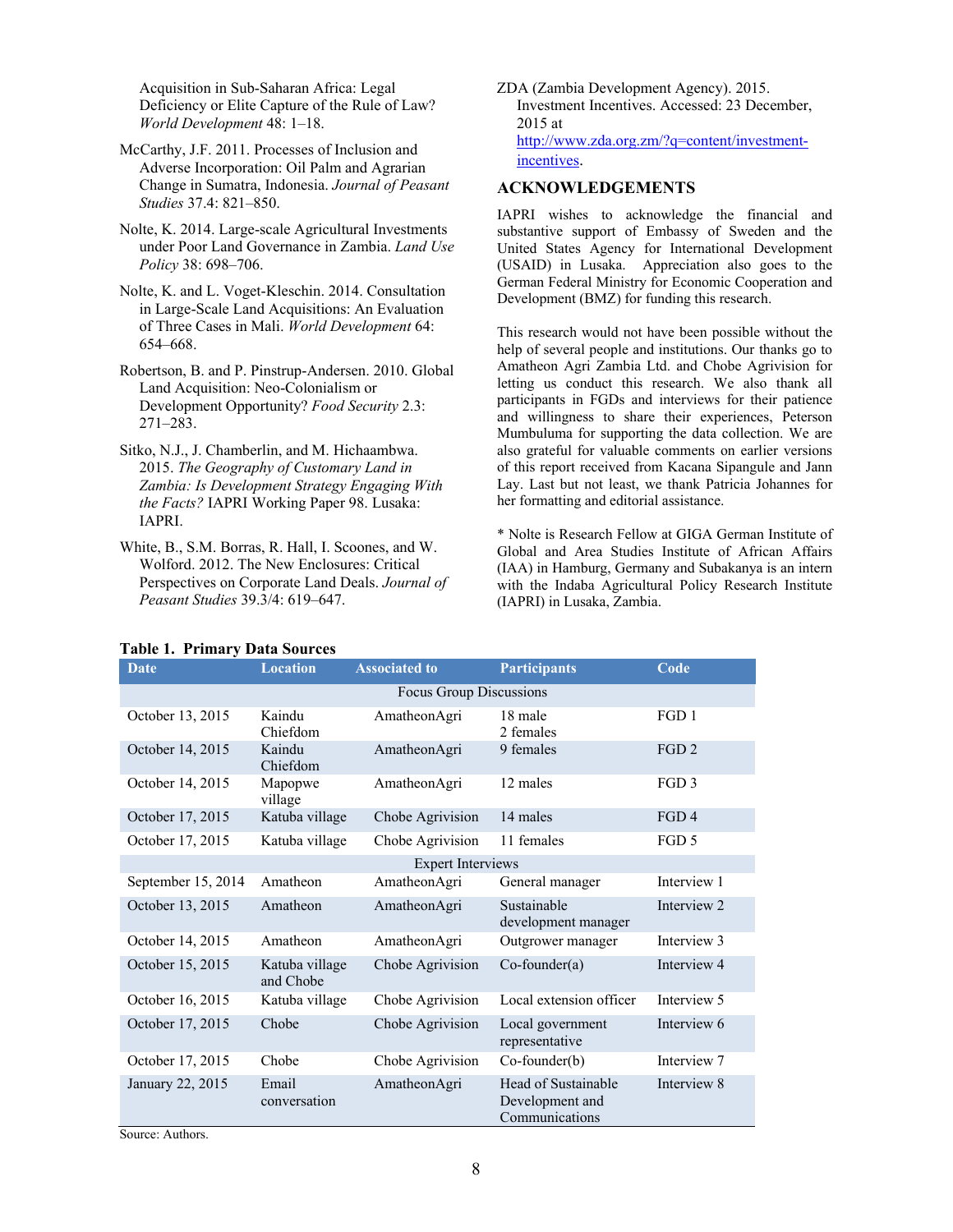Acquisition in Sub-Saharan Africa: Legal Deficiency or Elite Capture of the Rule of Law? *World Development* 48: 1–18.

McCarthy, J.F. 2011. Processes of Inclusion and Adverse Incorporation: Oil Palm and Agrarian Change in Sumatra, Indonesia. *Journal of Peasant Studies* 37.4: 821–850.

Nolte, K. 2014. Large-scale Agricultural Investments under Poor Land Governance in Zambia. *Land Use Policy* 38: 698–706.

Nolte, K. and L. Voget-Kleschin. 2014. Consultation in Large-Scale Land Acquisitions: An Evaluation of Three Cases in Mali. *World Development* 64: 654–668.

Robertson, B. and P. Pinstrup-Andersen. 2010. Global Land Acquisition: Neo-Colonialism or Development Opportunity? *Food Security* 2.3: 271–283.

Sitko, N.J., J. Chamberlin, and M. Hichaambwa. 2015. *The Geography of Customary Land in Zambia: Is Development Strategy Engaging With the Facts?* IAPRI Working Paper 98. Lusaka: IAPRI.

White, B., S.M. Borras, R. Hall, I. Scoones, and W. Wolford. 2012. The New Enclosures: Critical Perspectives on Corporate Land Deals. *Journal of Peasant Studies* 39.3/4: 619–647.

ZDA (Zambia Development Agency). 2015. Investment Incentives. Accessed: 23 December, 2015 at http://www.zda.org.zm/?q=content/investment-incentives.

## ACKNOWLEDGEMENTS

IAPRI wishes to acknowledge the financial and substantive support of Embassy of Sweden and the United States Agency for International Development (USAID) in Lusaka. Appreciation also goes to the German Federal Ministry for Economic Cooperation and Development (BMZ) for funding this research.

This research would not have been possible without the help of several people and institutions. Our thanks go to Amatheon Agri Zambia Ltd. and Chobe Agrivision for letting us conduct this research. We also thank all participants in FGDs and interviews for their patience and willingness to share their experiences, Peterson Mumbuluma for supporting the data collection. We are also grateful for valuable comments on earlier versions of this report received from Kacana Sipangule and Jann Lay. Last but not least, we thank Patricia Johannes for her formatting and editorial assistance.

* Nolte is Research Fellow at GIGA German Institute of Global and Area Studies Institute of African Affairs (IAA) in Hamburg, Germany and Subakanya is an intern with the Indaba Agricultural Policy Research Institute (IAPRI) in Lusaka, Zambia.

**Table 1. Primary Data Sources**

| Date | Location | Associated to | Participants | Code |
|---|---|---|---|---|
| | | Focus Group Discussions | | |
| October 13, 2015 | Kaindu Chiefdom | AmatheonAgri | 18 male<br>2 females | FGD 1 |
| October 14, 2015 | Kaindu Chiefdom | AmatheonAgri | 9 females | FGD 2 |
| October 14, 2015 | Mapopwe village | AmatheonAgri | 12 males | FGD 3 |
| October 17, 2015 | Katuba village | Chobe Agrivision | 14 males | FGD 4 |
| October 17, 2015 | Katuba village | Chobe Agrivision | 11 females | FGD 5 |
| | | Expert Interviews | | |
| September 15, 2014 | Amatheon | AmatheonAgri | General manager | Interview 1 |
| October 13, 2015 | Amatheon | AmatheonAgri | Sustainable development manager | Interview 2 |
| October 14, 2015 | Amatheon | AmatheonAgri | Outgrower manager | Interview 3 |
| October 15, 2015 | Katuba village and Chobe | Chobe Agrivision | Co-founder(a) | Interview 4 |
| October 16, 2015 | Katuba village | Chobe Agrivision | Local extension officer | Interview 5 |
| October 17, 2015 | Chobe | Chobe Agrivision | Local government representative | Interview 6 |
| October 17, 2015 | Chobe | Chobe Agrivision | Co-founder(b) | Interview 7 |
| January 22, 2015 | Email conversation | AmatheonAgri | Head of Sustainable Development and Communications | Interview 8 |

Source: Authors.